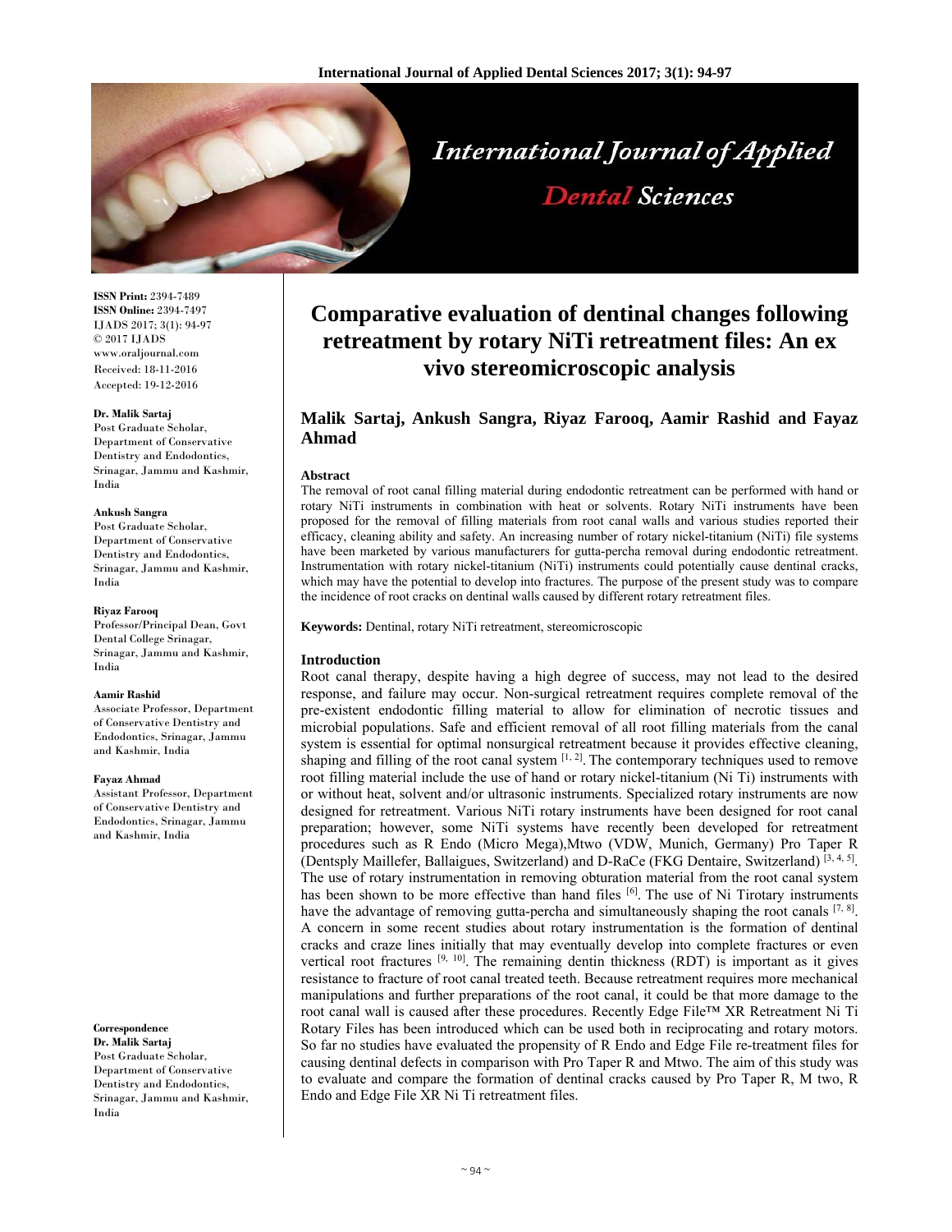# Comparative evaluation of dentinal changes following retreatment by rotary NiTi retreatment files: An ex vivo stereomicroscopic analysis

**Malik Sartaj, Ankush Sangra, Riyaz Farooq, Aamir Rashid and Fayaz Ahmad**

**ISSN Print:** 2394-7489
**ISSN Online:** 2394-7497
IJADS 2017; 3(1): 94-97
© 2017 IJADS
www.oraljournal.com
Received: 18-11-2016
Accepted: 19-12-2016

**Dr. Malik Sartaj**
Post Graduate Scholar, Department of Conservative Dentistry and Endodontics, Srinagar, Jammu and Kashmir, India

**Ankush Sangra**
Post Graduate Scholar, Department of Conservative Dentistry and Endodontics, Srinagar, Jammu and Kashmir, India

**Riyaz Farooq**
Professor/Principal Dean, Govt Dental College Srinagar, Srinagar, Jammu and Kashmir, India

**Aamir Rashid**
Associate Professor, Department of Conservative Dentistry and Endodontics, Srinagar, Jammu and Kashmir, India

**Fayaz Ahmad**
Assistant Professor, Department of Conservative Dentistry and Endodontics, Srinagar, Jammu and Kashmir, India

**Correspondence**
**Dr. Malik Sartaj**
Post Graduate Scholar, Department of Conservative Dentistry and Endodontics, Srinagar, Jammu and Kashmir, India

## Abstract

The removal of root canal filling material during endodontic retreatment can be performed with hand or rotary NiTi instruments in combination with heat or solvents. Rotary NiTi instruments have been proposed for the removal of filling materials from root canal walls and various studies reported their efficacy, cleaning ability and safety. An increasing number of rotary nickel-titanium (NiTi) file systems have been marketed by various manufacturers for gutta-percha removal during endodontic retreatment. Instrumentation with rotary nickel-titanium (NiTi) instruments could potentially cause dentinal cracks, which may have the potential to develop into fractures. The purpose of the present study was to compare the incidence of root cracks on dentinal walls caused by different rotary retreatment files.

**Keywords:** Dentinal, rotary NiTi retreatment, stereomicroscopic

## Introduction

Root canal therapy, despite having a high degree of success, may not lead to the desired response, and failure may occur. Non-surgical retreatment requires complete removal of the pre-existent endodontic filling material to allow for elimination of necrotic tissues and microbial populations. Safe and efficient removal of all root filling materials from the canal system is essential for optimal nonsurgical retreatment because it provides effective cleaning, shaping and filling of the root canal system [1, 2]. The contemporary techniques used to remove root filling material include the use of hand or rotary nickel-titanium (Ni Ti) instruments with or without heat, solvent and/or ultrasonic instruments. Specialized rotary instruments are now designed for retreatment. Various NiTi rotary instruments have been designed for root canal preparation; however, some NiTi systems have recently been developed for retreatment procedures such as R Endo (Micro Mega),Mtwo (VDW, Munich, Germany) Pro Taper R (Dentsply Maillefer, Ballaigues, Switzerland) and D-RaCe (FKG Dentaire, Switzerland) [3, 4, 5]. The use of rotary instrumentation in removing obturation material from the root canal system has been shown to be more effective than hand files [6]. The use of Ni Tirotary instruments have the advantage of removing gutta-percha and simultaneously shaping the root canals [7, 8]. A concern in some recent studies about rotary instrumentation is the formation of dentinal cracks and craze lines initially that may eventually develop into complete fractures or even vertical root fractures [9, 10]. The remaining dentin thickness (RDT) is important as it gives resistance to fracture of root canal treated teeth. Because retreatment requires more mechanical manipulations and further preparations of the root canal, it could be that more damage to the root canal wall is caused after these procedures. Recently Edge File™ XR Retreatment Ni Ti Rotary Files has been introduced which can be used both in reciprocating and rotary motors. So far no studies have evaluated the propensity of R Endo and Edge File re-treatment files for causing dentinal defects in comparison with Pro Taper R and Mtwo. The aim of this study was to evaluate and compare the formation of dentinal cracks caused by Pro Taper R, M two, R Endo and Edge File XR Ni Ti retreatment files.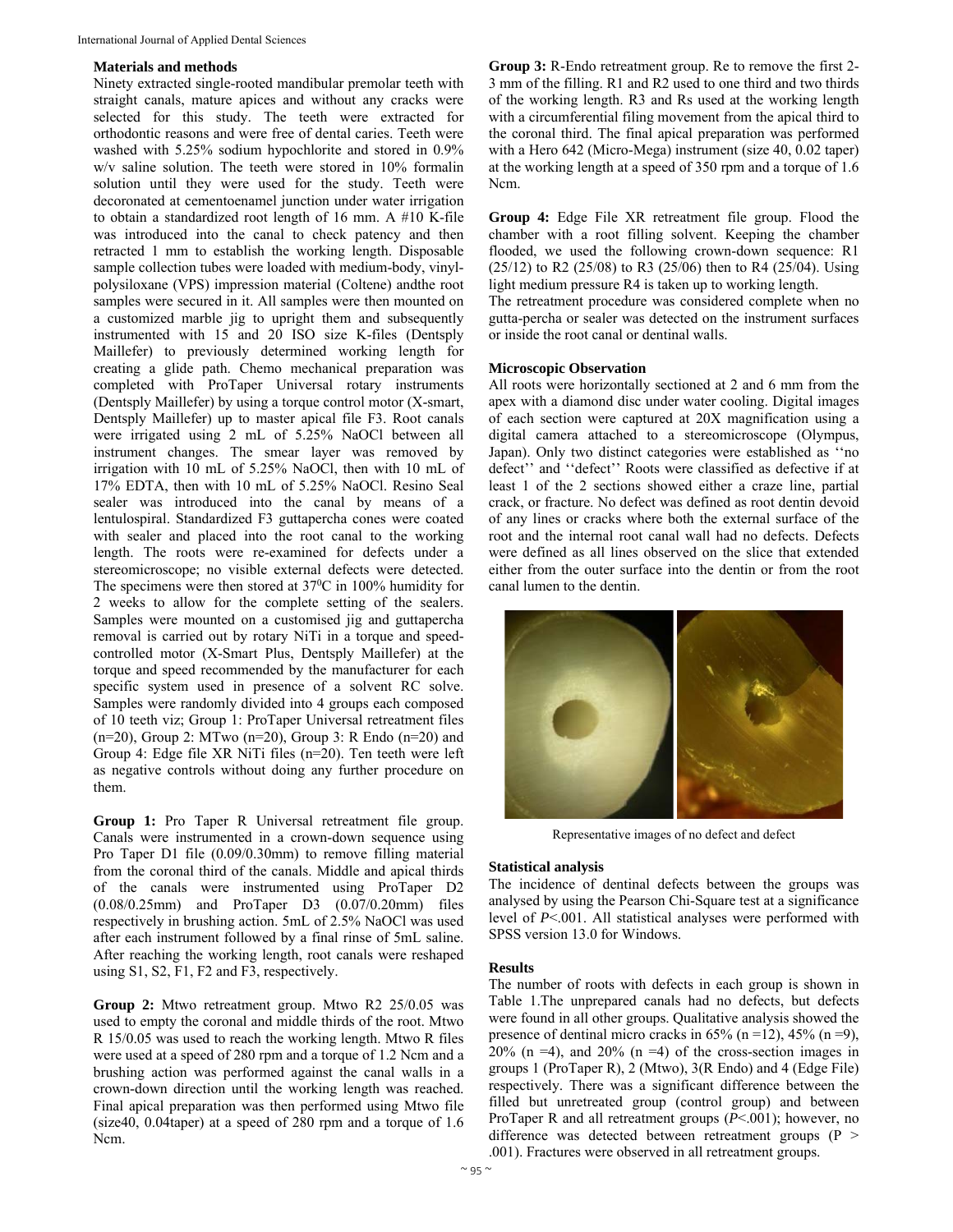## Materials and methods

Ninety extracted single-rooted mandibular premolar teeth with straight canals, mature apices and without any cracks were selected for this study. The teeth were extracted for orthodontic reasons and were free of dental caries. Teeth were washed with 5.25% sodium hypochlorite and stored in 0.9% w/v saline solution. The teeth were stored in 10% formalin solution until they were used for the study. Teeth were decoronated at cementoenamel junction under water irrigation to obtain a standardized root length of 16 mm. A #10 K-file was introduced into the canal to check patency and then retracted 1 mm to establish the working length. Disposable sample collection tubes were loaded with medium-body, vinyl-polysiloxane (VPS) impression material (Coltene) andthe root samples were secured in it. All samples were then mounted on a customized marble jig to upright them and subsequently instrumented with 15 and 20 ISO size K-files (Dentsply Maillefer) to previously determined working length for creating a glide path. Chemo mechanical preparation was completed with ProTaper Universal rotary instruments (Dentsply Maillefer) by using a torque control motor (X-smart, Dentsply Maillefer) up to master apical file F3. Root canals were irrigated using 2 mL of 5.25% NaOCl between all instrument changes. The smear layer was removed by irrigation with 10 mL of 5.25% NaOCl, then with 10 mL of 17% EDTA, then with 10 mL of 5.25% NaOCl. Resino Seal sealer was introduced into the canal by means of a lentulospiral. Standardized F3 guttapercha cones were coated with sealer and placed into the root canal to the working length. The roots were re-examined for defects under a stereomicroscope; no visible external defects were detected. The specimens were then stored at $37^0$C in 100% humidity for 2 weeks to allow for the complete setting of the sealers. Samples were mounted on a customised jig and guttapercha removal is carried out by rotary NiTi in a torque and speed-controlled motor (X-Smart Plus, Dentsply Maillefer) at the torque and speed recommended by the manufacturer for each specific system used in presence of a solvent RC solve. Samples were randomly divided into 4 groups each composed of 10 teeth viz; Group 1: ProTaper Universal retreatment files (n=20), Group 2: MTwo (n=20), Group 3: R Endo (n=20) and Group 4: Edge file XR NiTi files (n=20). Ten teeth were left as negative controls without doing any further procedure on them.

**Group 1:** Pro Taper R Universal retreatment file group. Canals were instrumented in a crown-down sequence using Pro Taper D1 file (0.09/0.30mm) to remove filling material from the coronal third of the canals. Middle and apical thirds of the canals were instrumented using ProTaper D2 (0.08/0.25mm) and ProTaper D3 (0.07/0.20mm) files respectively in brushing action. 5mL of 2.5% NaOCl was used after each instrument followed by a final rinse of 5mL saline. After reaching the working length, root canals were reshaped using S1, S2, F1, F2 and F3, respectively.

**Group 2:** Mtwo retreatment group. Mtwo R2 25/0.05 was used to empty the coronal and middle thirds of the root. Mtwo R 15/0.05 was used to reach the working length. Mtwo R files were used at a speed of 280 rpm and a torque of 1.2 Ncm and a brushing action was performed against the canal walls in a crown-down direction until the working length was reached. Final apical preparation was then performed using Mtwo file (size40, 0.04taper) at a speed of 280 rpm and a torque of 1.6 Ncm.

**Group 3:** R-Endo retreatment group. Re to remove the first 2-3 mm of the filling. R1 and R2 used to one third and two thirds of the working length. R3 and Rs used at the working length with a circumferential filing movement from the apical third to the coronal third. The final apical preparation was performed with a Hero 642 (Micro-Mega) instrument (size 40, 0.02 taper) at the working length at a speed of 350 rpm and a torque of 1.6 Ncm.

**Group 4:** Edge File XR retreatment file group. Flood the chamber with a root filling solvent. Keeping the chamber flooded, we used the following crown-down sequence: R1 (25/12) to R2 (25/08) to R3 (25/06) then to R4 (25/04). Using light medium pressure R4 is taken up to working length.

The retreatment procedure was considered complete when no gutta-percha or sealer was detected on the instrument surfaces or inside the root canal or dentinal walls.

## Microscopic Observation

All roots were horizontally sectioned at 2 and 6 mm from the apex with a diamond disc under water cooling. Digital images of each section were captured at 20X magnification using a digital camera attached to a stereomicroscope (Olympus, Japan). Only two distinct categories were established as ''no defect'' and ''defect'' Roots were classified as defective if at least 1 of the 2 sections showed either a craze line, partial crack, or fracture. No defect was defined as root dentin devoid of any lines or cracks where both the external surface of the root and the internal root canal wall had no defects. Defects were defined as all lines observed on the slice that extended either from the outer surface into the dentin or from the root canal lumen to the dentin.

Representative images of no defect and defect

## Statistical analysis

The incidence of dentinal defects between the groups was analysed by using the Pearson Chi-Square test at a significance level of $P<.001$. All statistical analyses were performed with SPSS version 13.0 for Windows.

## Results

The number of roots with defects in each group is shown in Table 1.The unprepared canals had no defects, but defects were found in all other groups. Qualitative analysis showed the presence of dentinal micro cracks in 65% (n =12), 45% (n =9), 20% (n =4), and 20% (n =4) of the cross-section images in groups 1 (ProTaper R), 2 (Mtwo), 3(R Endo) and 4 (Edge File) respectively. There was a significant difference between the filled but unretreated group (control group) and between ProTaper R and all retreatment groups ($P<.001$); however, no difference was detected between retreatment groups ($P > .001$). Fractures were observed in all retreatment groups.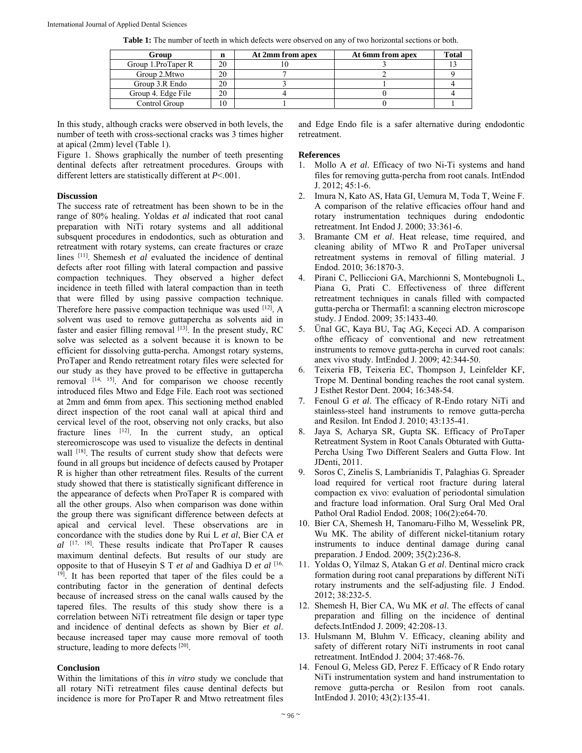**Table 1:** The number of teeth in which defects were observed on any of two horizontal sections or both.

| Group | n | At 2mm from apex | At 6mm from apex | Total |
|---|---|---|---|---|
| Group 1.ProTaper R | 20 | 10 | 3 | 13 |
| Group 2.Mtwo | 20 | 7 | 2 | 9 |
| Group 3.R Endo | 20 | 3 | 1 | 4 |
| Group 4. Edge File | 20 | 4 | 0 | 4 |
| Control Group | 10 | 1 | 0 | 1 |

In this study, although cracks were observed in both levels, the number of teeth with cross-sectional cracks was 3 times higher at apical (2mm) level (Table 1).

Figure 1. Shows graphically the number of teeth presenting dentinal defects after retreatment procedures. Groups with different letters are statistically different at $P<.001$.

### Discussion

The success rate of retreatment has been shown to be in the range of 80% healing. Yoldas *et al* indicated that root canal preparation with NiTi rotary systems and all additional subsquent procedures in endodontics, such as obturation and retreatment with rotary systems, can create fractures or craze lines [11]. Shemesh *et al* evaluated the incidence of dentinal defects after root filling with lateral compaction and passive compaction techniques. They observed a higher defect incidence in teeth filled with lateral compaction than in teeth that were filled by using passive compaction technique. Therefore here passive compaction technique was used [12]. A solvent was used to remove guttapercha as solvents aid in faster and easier filling removal [13]. In the present study, RC solve was selected as a solvent because it is known to be efficient for dissolving gutta-percha. Amongst rotary systems, ProTaper and Rendo retreatment rotary files were selected for our study as they have proved to be effective in guttapercha removal [14, 15]. And for comparison we choose recently introduced files Mtwo and Edge File. Each root was sectioned at 2mm and 6mm from apex. This sectioning method enabled direct inspection of the root canal wall at apical third and cervical level of the root, observing not only cracks, but also fracture lines [12]. In the current study, an optical stereomicroscope was used to visualize the defects in dentinal wall [18]. The results of current study show that defects were found in all groups but incidence of defects caused by Protaper R is higher than other retreatment files. Results of the current study showed that there is statistically significant difference in the appearance of defects when ProTaper R is compared with all the other groups. Also when comparison was done within the group there was significant difference between defects at apical and cervical level. These observations are in concordance with the studies done by Rui L *et al*, Bier CA *et al* [17, 18]. These results indicate that ProTaper R causes maximum dentinal defects. But results of our study are opposite to that of Huseyin S T *et al* and Gadhiya D *et al* [16, 19]. It has been reported that taper of the files could be a contributing factor in the generation of dentinal defects because of increased stress on the canal walls caused by the tapered files. The results of this study show there is a correlation between NiTi retreatment file design or taper type and incidence of dentinal defects as shown by Bier *et al*. because increased taper may cause more removal of tooth structure, leading to more defects [20].

### Conclusion

Within the limitations of this *in vitro* study we conclude that all rotary NiTi retreatment files cause dentinal defects but incidence is more for ProTaper R and Mtwo retreatment files and Edge Endo file is a safer alternative during endodontic retreatment.

### References

1. Mollo A *et al*. Efficacy of two Ni-Ti systems and hand files for removing gutta-percha from root canals. IntEndod J. 2012; 45:1-6.
2. Imura N, Kato AS, Hata GI, Uemura M, Toda T, Weine F. A comparison of the relative efficacies offour hand and rotary instrumentation techniques during endodontic retreatment. Int Endod J. 2000; 33:361-6.
3. Bramante CM *et al*. Heat release, time required, and cleaning ability of MTwo R and ProTaper universal retreatment systems in removal of filling material. J Endod. 2010; 36:1870-3.
4. Pirani C, Pelliccioni GA, Marchionni S, Montebugnoli L, Piana G, Prati C. Effectiveness of three different retreatment techniques in canals filled with compacted gutta-percha or Thermafil: a scanning electron microscope study. J Endod. 2009; 35:1433-40.
5. Ünal GC, Kaya BU, Taç AG, Keçeci AD. A comparison ofthe efficacy of conventional and new retreatment instruments to remove gutta-percha in curved root canals: anex vivo study. IntEndod J. 2009; 42:344-50.
6. Teixeria FB, Teixeria EC, Thompson J, Leinfelder KF, Trope M. Dentinal bonding reaches the root canal system. J Esthet Restor Dent. 2004; 16:348-54.
7. Fenoul G *et al*. The efficacy of R-Endo rotary NiTi and stainless-steel hand instruments to remove gutta-percha and Resilon. Int Endod J. 2010; 43:135-41.
8. Jaya S, Acharya SR, Gupta SK. Efficacy of ProTaper Retreatment System in Root Canals Obturated with Gutta-Percha Using Two Different Sealers and Gutta Flow. Int JDenti, 2011.
9. Soros C, Zinelis S, Lambrianidis T, Palaghias G. Spreader load required for vertical root fracture during lateral compaction ex vivo: evaluation of periodontal simulation and fracture load information. Oral Surg Oral Med Oral Pathol Oral Radiol Endod. 2008; 106(2):e64-70.
10. Bier CA, Shemesh H, Tanomaru-Filho M, Wesselink PR, Wu MK. The ability of different nickel-titanium rotary instruments to induce dentinal damage during canal preparation. J Endod. 2009; 35(2):236-8.
11. Yoldas O, Yilmaz S, Atakan G *et al*. Dentinal micro crack formation during root canal preparations by different NiTi rotary instruments and the self-adjusting file. J Endod. 2012; 38:232-5.
12. Shemesh H, Bier CA, Wu MK *et al*. The effects of canal preparation and filling on the incidence of dentinal defects.IntEndod J. 2009; 42:208-13.
13. Hulsmann M, Bluhm V. Efficacy, cleaning ability and safety of different rotary NiTi instruments in root canal retreatment. IntEndod J. 2004; 37:468-76.
14. Fenoul G, Meless GD, Perez F. Efficacy of R Endo rotary NiTi instrumentation system and hand instrumentation to remove gutta-percha or Resilon from root canals. IntEndod J. 2010; 43(2):135-41.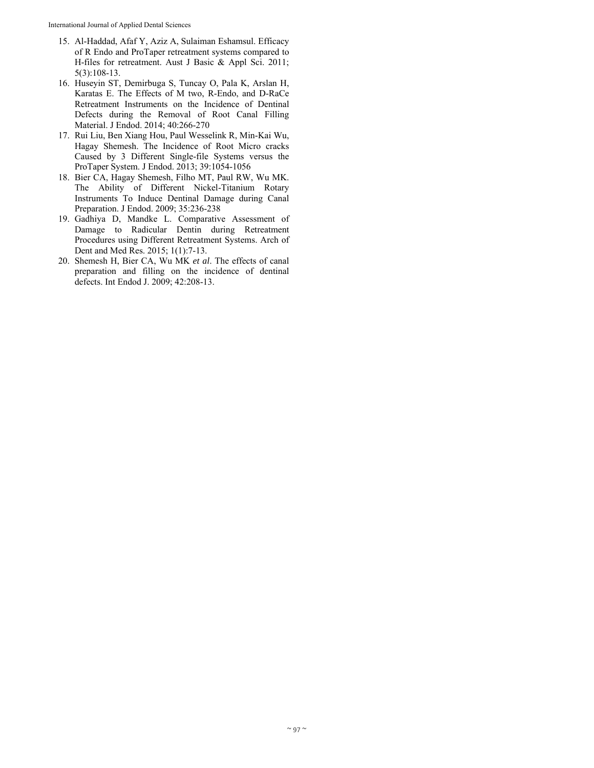15. Al-Haddad, Afaf Y, Aziz A, Sulaiman Eshamsul. Efficacy of R Endo and ProTaper retreatment systems compared to H-files for retreatment. Aust J Basic & Appl Sci. 2011; 5(3):108-13.
16. Huseyin ST, Demirbuga S, Tuncay O, Pala K, Arslan H, Karatas E. The Effects of M two, R-Endo, and D-RaCe Retreatment Instruments on the Incidence of Dentinal Defects during the Removal of Root Canal Filling Material. J Endod. 2014; 40:266-270
17. Rui Liu, Ben Xiang Hou, Paul Wesselink R, Min-Kai Wu, Hagay Shemesh. The Incidence of Root Micro cracks Caused by 3 Different Single-file Systems versus the ProTaper System. J Endod. 2013; 39:1054-1056
18. Bier CA, Hagay Shemesh, Filho MT, Paul RW, Wu MK. The Ability of Different Nickel-Titanium Rotary Instruments To Induce Dentinal Damage during Canal Preparation. J Endod. 2009; 35:236-238
19. Gadhiya D, Mandke L. Comparative Assessment of Damage to Radicular Dentin during Retreatment Procedures using Different Retreatment Systems. Arch of Dent and Med Res. 2015; 1(1):7-13.
20. Shemesh H, Bier CA, Wu MK *et al*. The effects of canal preparation and filling on the incidence of dentinal defects. Int Endod J. 2009; 42:208-13.